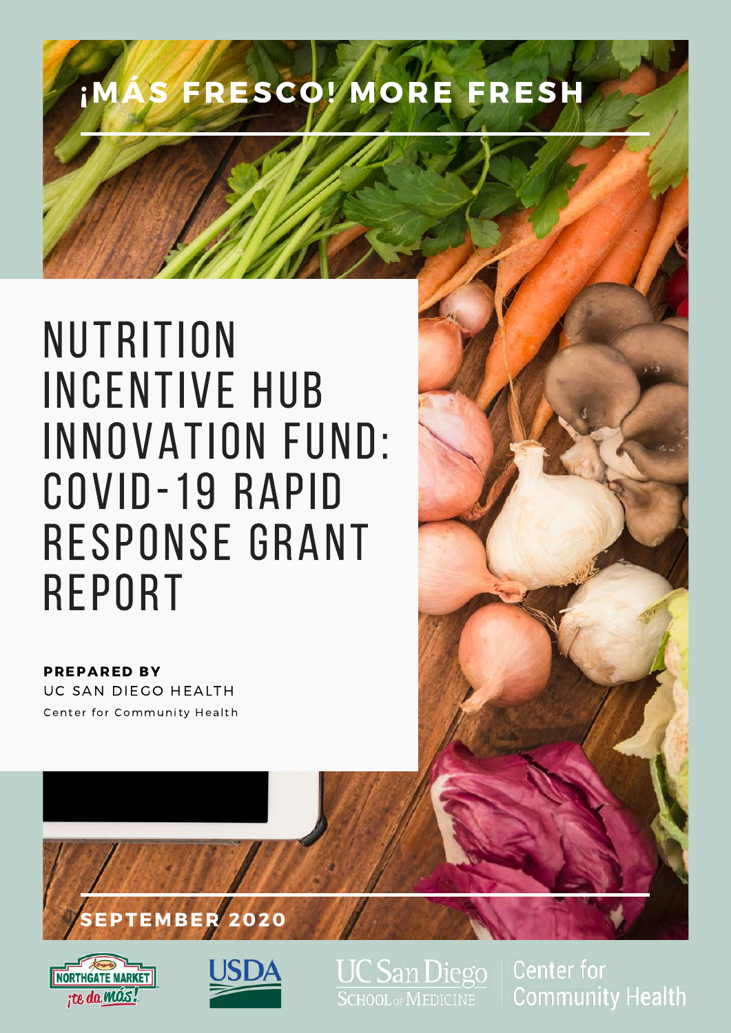# ¡MÁS FRESCO! MORE FRESH

# NUTRITION INCENTIVE HUB INNOVATION FUND: COVID-19 RAPID RESPONSE GRANT REPORT

**PREPARED BY**

UC SAN DIEGO HEALTH

Center for Community Health

**SEPTEMBER 2020**

NORTHGATE MARKET ¡te da más!

USDA

UC San Diego SCHOOL OF MEDICINE

Center for Community Health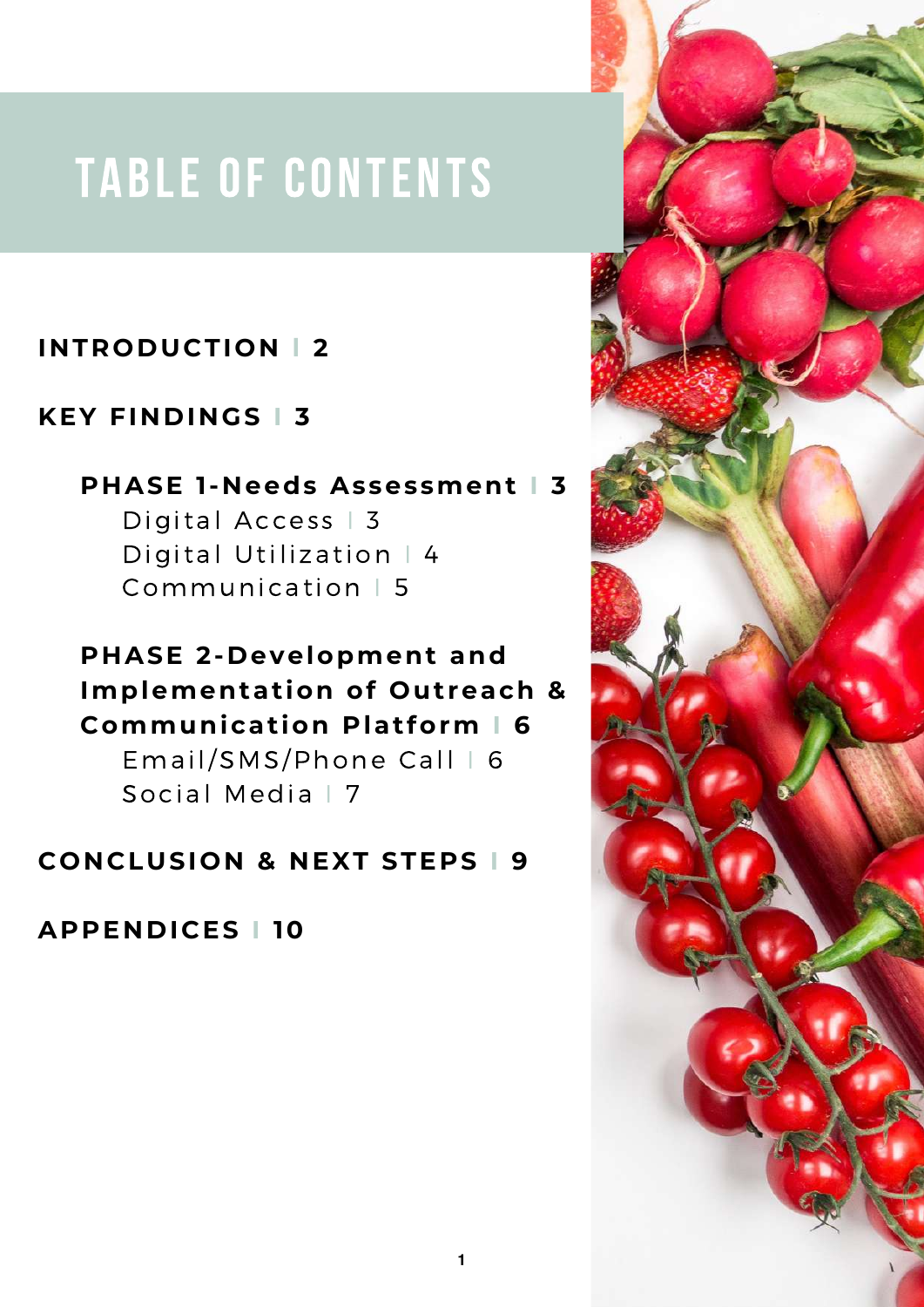# TABLE OF CONTENTS

**INTRODUCTION | 2**

**KEY FINDINGS | 3**

- **PHASE 1-Needs Assessment | 3**
  - Digital Access | 3
  - Digital Utilization | 4
  - Communication | 5
- **PHASE 2-Development and Implementation of Outreach & Communication Platform | 6**
  - Email/SMS/Phone Call | 6
  - Social Media | 7

**CONCLUSION & NEXT STEPS | 9**

**APPENDICES | 10**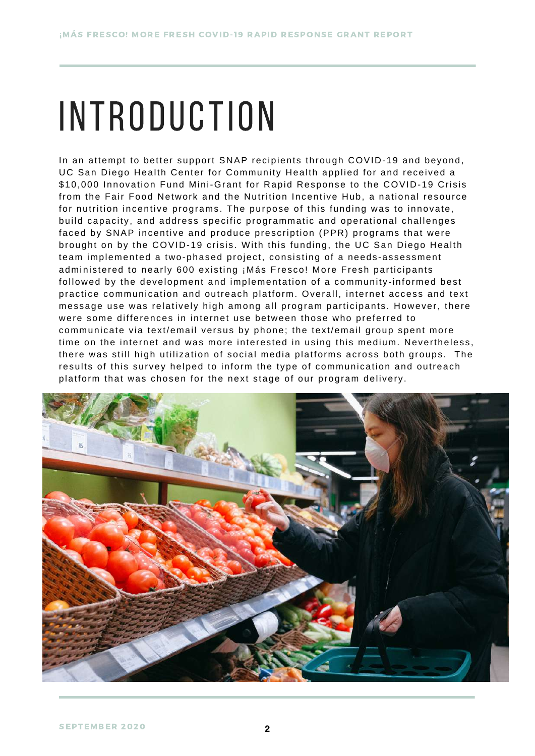# INTRODUCTION

In an attempt to better support SNAP recipients through COVID-19 and beyond, UC San Diego Health Center for Community Health applied for and received a $10,000 Innovation Fund Mini-Grant for Rapid Response to the COVID-19 Crisis from the Fair Food Network and the Nutrition Incentive Hub, a national resource for nutrition incentive programs. The purpose of this funding was to innovate, build capacity, and address specific programmatic and operational challenges faced by SNAP incentive and produce prescription (PPR) programs that were brought on by the COVID-19 crisis. With this funding, the UC San Diego Health team implemented a two-phased project, consisting of a needs-assessment administered to nearly 600 existing ¡Más Fresco! More Fresh participants followed by the development and implementation of a community-informed best practice communication and outreach platform. Overall, internet access and text message use was relatively high among all program participants. However, there were some differences in internet use between those who preferred to communicate via text/email versus by phone; the text/email group spent more time on the internet and was more interested in using this medium. Nevertheless, there was still high utilization of social media platforms across both groups. The results of this survey helped to inform the type of communication and outreach platform that was chosen for the next stage of our program delivery.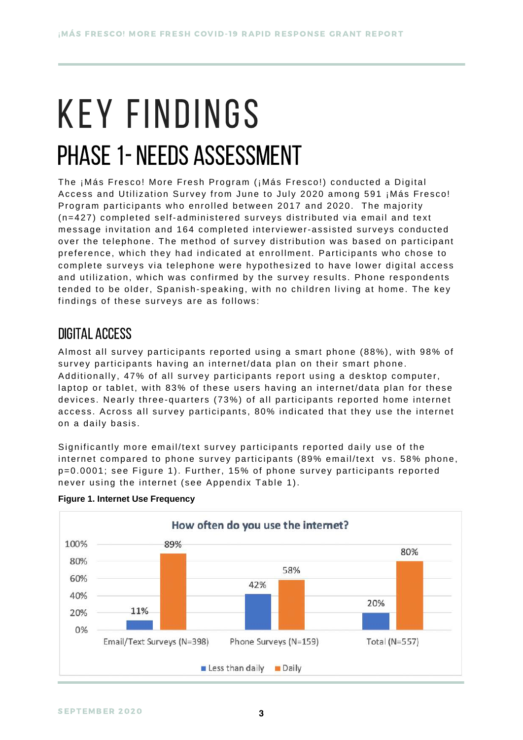# KEY FINDINGS

## PHASE 1- NEEDS ASSESSMENT

The ¡Más Fresco! More Fresh Program (¡Más Fresco!) conducted a Digital Access and Utilization Survey from June to July 2020 among 591 ¡Más Fresco! Program participants who enrolled between 2017 and 2020. The majority (n=427) completed self-administered surveys distributed via email and text message invitation and 164 completed interviewer-assisted surveys conducted over the telephone. The method of survey distribution was based on participant preference, which they had indicated at enrollment. Participants who chose to complete surveys via telephone were hypothesized to have lower digital access and utilization, which was confirmed by the survey results. Phone respondents tended to be older, Spanish-speaking, with no children living at home. The key findings of these surveys are as follows:

### DIGITAL ACCESS

Almost all survey participants reported using a smart phone (88%), with 98% of survey participants having an internet/data plan on their smart phone. Additionally, 47% of all survey participants report using a desktop computer, laptop or tablet, with 83% of these users having an internet/data plan for these devices. Nearly three-quarters (73%) of all participants reported home internet access. Across all survey participants, 80% indicated that they use the internet on a daily basis.

Significantly more email/text survey participants reported daily use of the internet compared to phone survey participants (89% email/text vs. 58% phone, p=0.0001; see Figure 1). Further, 15% of phone survey participants reported never using the internet (see Appendix Table 1).

**Figure 1. Internet Use Frequency**

How often do you use the internet?

| | Less than daily | Daily |
|---|---|---|
| Email/Text Surveys (N=398) | 11% | 89% |
| Phone Surveys (N=159) | 42% | 58% |
| Total (N=557) | 20% | 80% |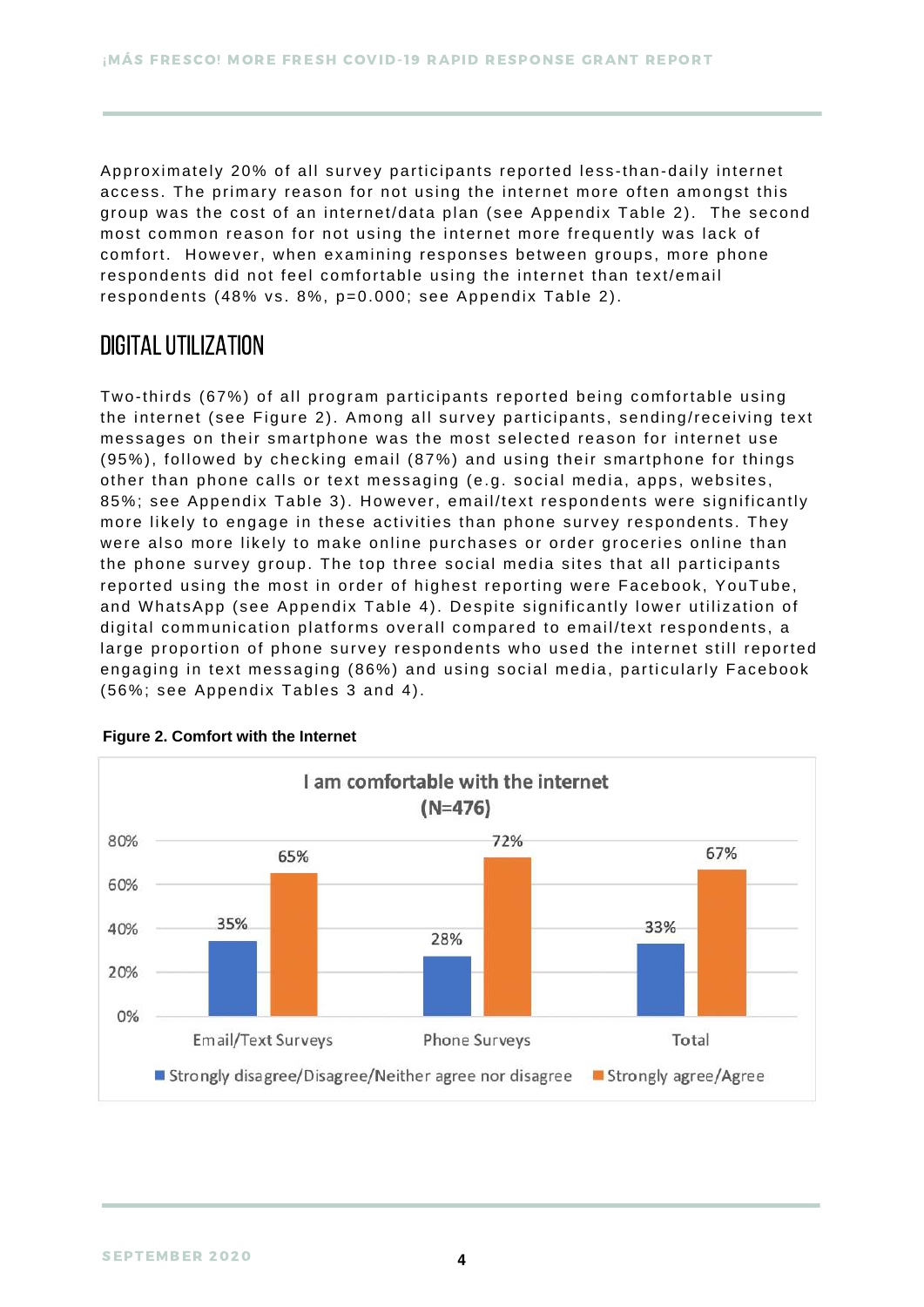Approximately 20% of all survey participants reported less-than-daily internet access. The primary reason for not using the internet more often amongst this group was the cost of an internet/data plan (see Appendix Table 2). The second most common reason for not using the internet more frequently was lack of comfort. However, when examining responses between groups, more phone respondents did not feel comfortable using the internet than text/email respondents (48% vs. 8%, p=0.000; see Appendix Table 2).

## DIGITAL UTILIZATION

Two-thirds (67%) of all program participants reported being comfortable using the internet (see Figure 2). Among all survey participants, sending/receiving text messages on their smartphone was the most selected reason for internet use (95%), followed by checking email (87%) and using their smartphone for things other than phone calls or text messaging (e.g. social media, apps, websites, 85%; see Appendix Table 3). However, email/text respondents were significantly more likely to engage in these activities than phone survey respondents. They were also more likely to make online purchases or order groceries online than the phone survey group. The top three social media sites that all participants reported using the most in order of highest reporting were Facebook, YouTube, and WhatsApp (see Appendix Table 4). Despite significantly lower utilization of digital communication platforms overall compared to email/text respondents, a large proportion of phone survey respondents who used the internet still reported engaging in text messaging (86%) and using social media, particularly Facebook (56%; see Appendix Tables 3 and 4).

**Figure 2. Comfort with the Internet**

I am comfortable with the internet (N=476)

| | Strongly disagree/Disagree/Neither agree nor disagree | Strongly agree/Agree |
|---|---|---|
| Email/Text Surveys | 35% | 65% |
| Phone Surveys | 28% | 72% |
| Total | 33% | 67% |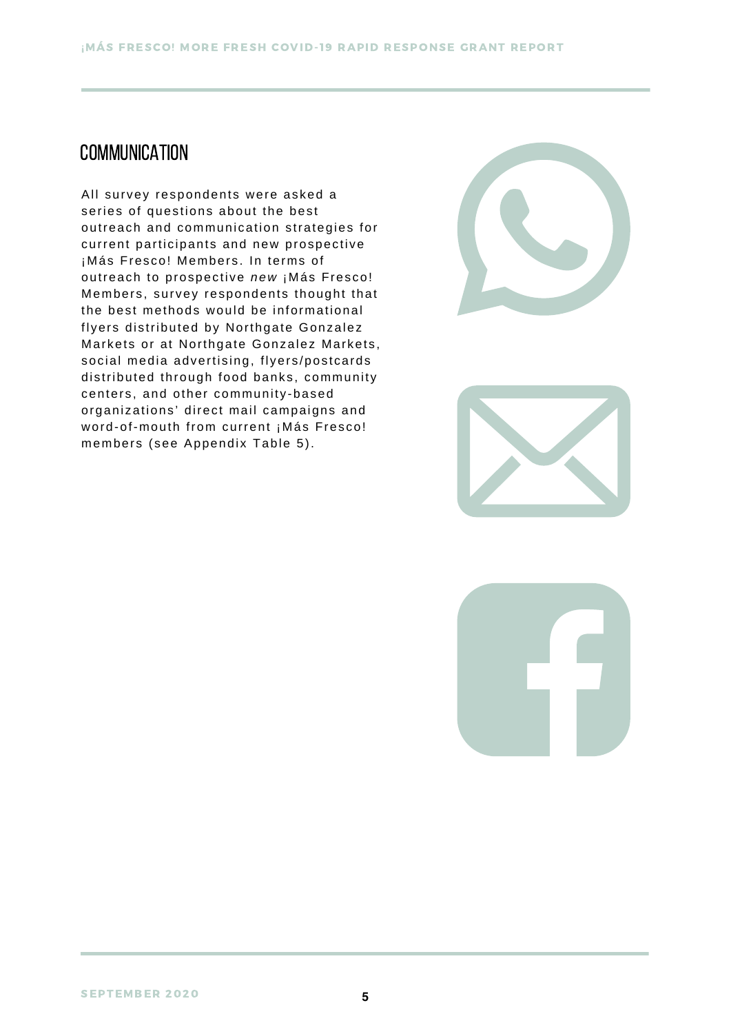## COMMUNICATION

All survey respondents were asked a series of questions about the best outreach and communication strategies for current participants and new prospective ¡Más Fresco! Members. In terms of outreach to prospective *new* ¡Más Fresco! Members, survey respondents thought that the best methods would be informational flyers distributed by Northgate Gonzalez Markets or at Northgate Gonzalez Markets, social media advertising, flyers/postcards distributed through food banks, community centers, and other community-based organizations' direct mail campaigns and word-of-mouth from current ¡Más Fresco! members (see Appendix Table 5).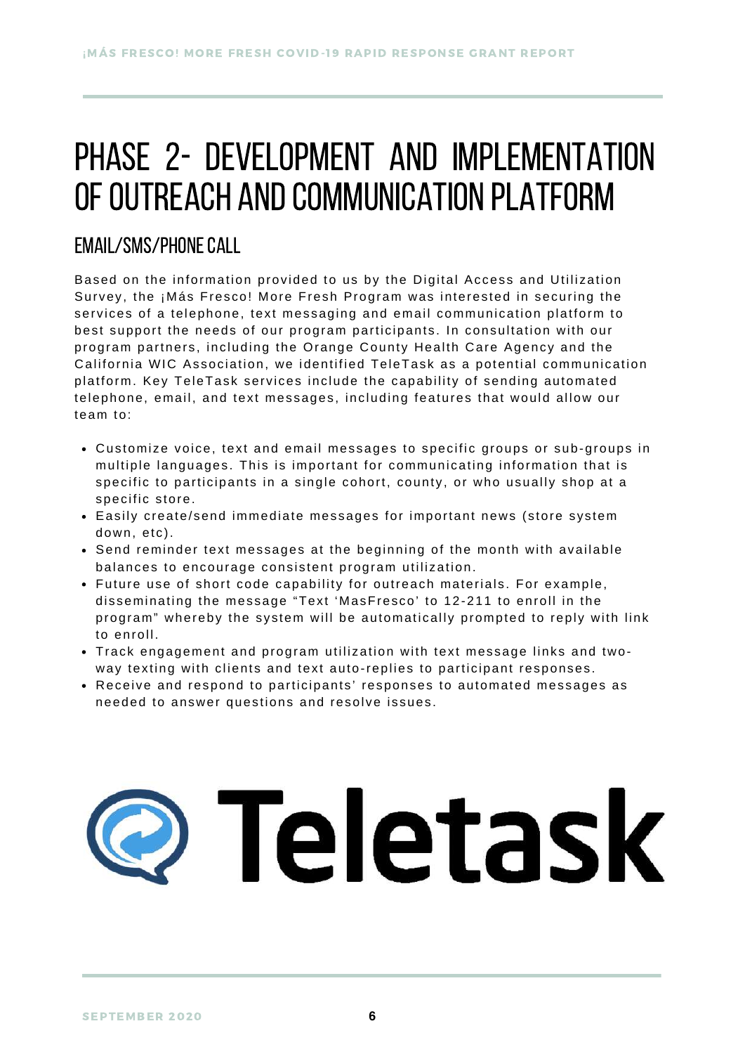# PHASE 2- DEVELOPMENT AND IMPLEMENTATION OF OUTREACH AND COMMUNICATION PLATFORM

## EMAIL/SMS/PHONE CALL

Based on the information provided to us by the Digital Access and Utilization Survey, the ¡Más Fresco! More Fresh Program was interested in securing the services of a telephone, text messaging and email communication platform to best support the needs of our program participants. In consultation with our program partners, including the Orange County Health Care Agency and the California WIC Association, we identified TeleTask as a potential communication platform. Key TeleTask services include the capability of sending automated telephone, email, and text messages, including features that would allow our team to:

- Customize voice, text and email messages to specific groups or sub-groups in multiple languages. This is important for communicating information that is specific to participants in a single cohort, county, or who usually shop at a specific store.
- Easily create/send immediate messages for important news (store system down, etc).
- Send reminder text messages at the beginning of the month with available balances to encourage consistent program utilization.
- Future use of short code capability for outreach materials. For example, disseminating the message "Text 'MasFresco' to 12-211 to enroll in the program" whereby the system will be automatically prompted to reply with link to enroll.
- Track engagement and program utilization with text message links and two-way texting with clients and text auto-replies to participant responses.
- Receive and respond to participants' responses to automated messages as needed to answer questions and resolve issues.

Teletask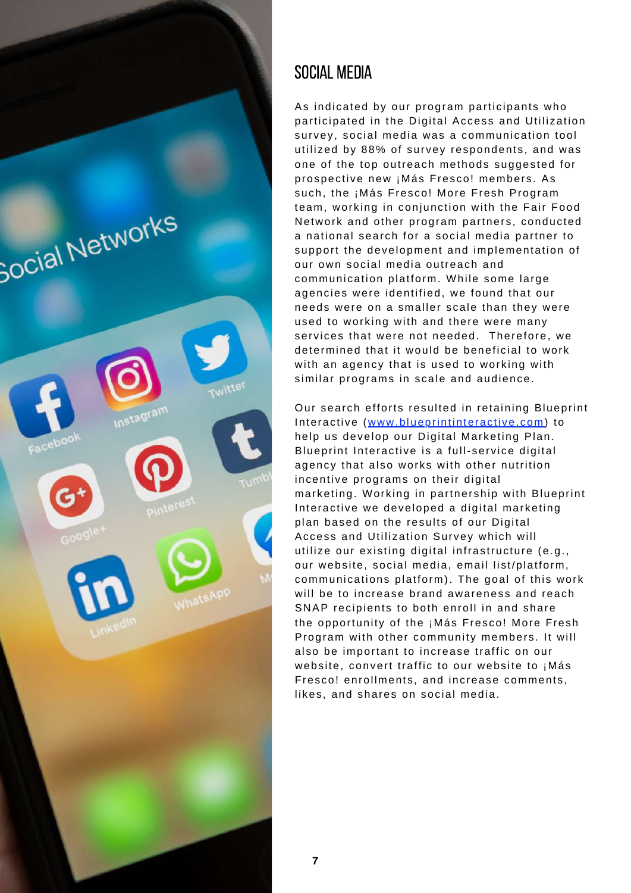## SOCIAL MEDIA

As indicated by our program participants who participated in the Digital Access and Utilization survey, social media was a communication tool utilized by 88% of survey respondents, and was one of the top outreach methods suggested for prospective new ¡Más Fresco! members. As such, the ¡Más Fresco! More Fresh Program team, working in conjunction with the Fair Food Network and other program partners, conducted a national search for a social media partner to support the development and implementation of our own social media outreach and communication platform. While some large agencies were identified, we found that our needs were on a smaller scale than they were used to working with and there were many services that were not needed. Therefore, we determined that it would be beneficial to work with an agency that is used to working with similar programs in scale and audience.

Our search efforts resulted in retaining Blueprint Interactive (www.blueprintinteractive.com) to help us develop our Digital Marketing Plan. Blueprint Interactive is a full-service digital agency that also works with other nutrition incentive programs on their digital marketing. Working in partnership with Blueprint Interactive we developed a digital marketing plan based on the results of our Digital Access and Utilization Survey which will utilize our existing digital infrastructure (e.g., our website, social media, email list/platform, communications platform). The goal of this work will be to increase brand awareness and reach SNAP recipients to both enroll in and share the opportunity of the ¡Más Fresco! More Fresh Program with other community members. It will also be important to increase traffic on our website, convert traffic to our website to ¡Más Fresco! enrollments, and increase comments, likes, and shares on social media.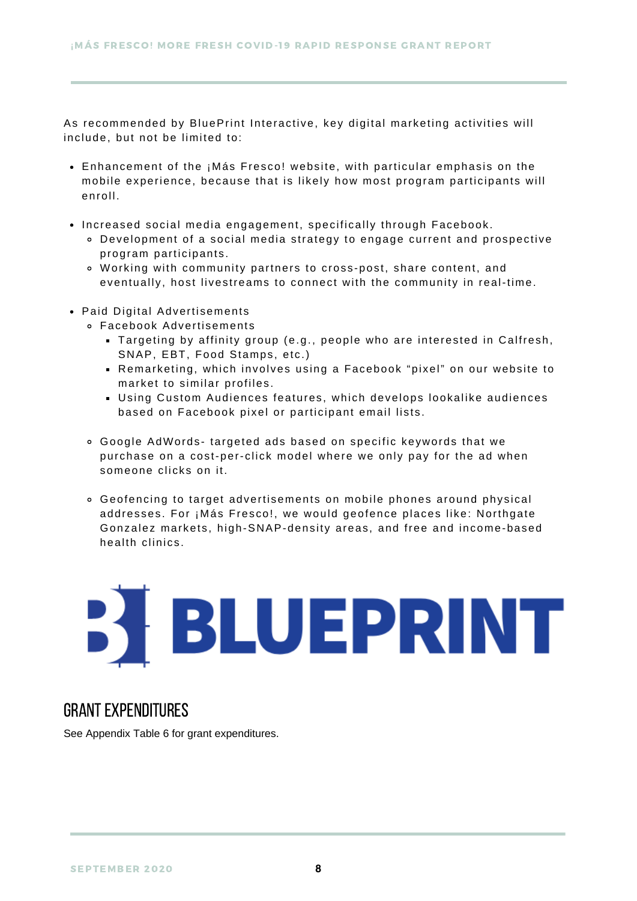As recommended by BluePrint Interactive, key digital marketing activities will include, but not be limited to:

- Enhancement of the ¡Más Fresco! website, with particular emphasis on the mobile experience, because that is likely how most program participants will enroll.

- Increased social media engagement, specifically through Facebook.
  - Development of a social media strategy to engage current and prospective program participants.
  - Working with community partners to cross-post, share content, and eventually, host livestreams to connect with the community in real-time.

- Paid Digital Advertisements
  - Facebook Advertisements
    - Targeting by affinity group (e.g., people who are interested in Calfresh, SNAP, EBT, Food Stamps, etc.)
    - Remarketing, which involves using a Facebook "pixel" on our website to market to similar profiles.
    - Using Custom Audiences features, which develops lookalike audiences based on Facebook pixel or participant email lists.

  - Google AdWords- targeted ads based on specific keywords that we purchase on a cost-per-click model where we only pay for the ad when someone clicks on it.

  - Geofencing to target advertisements on mobile phones around physical addresses. For ¡Más Fresco!, we would geofence places like: Northgate Gonzalez markets, high-SNAP-density areas, and free and income-based health clinics.

BLUEPRINT

## GRANT EXPENDITURES

See Appendix Table 6 for grant expenditures.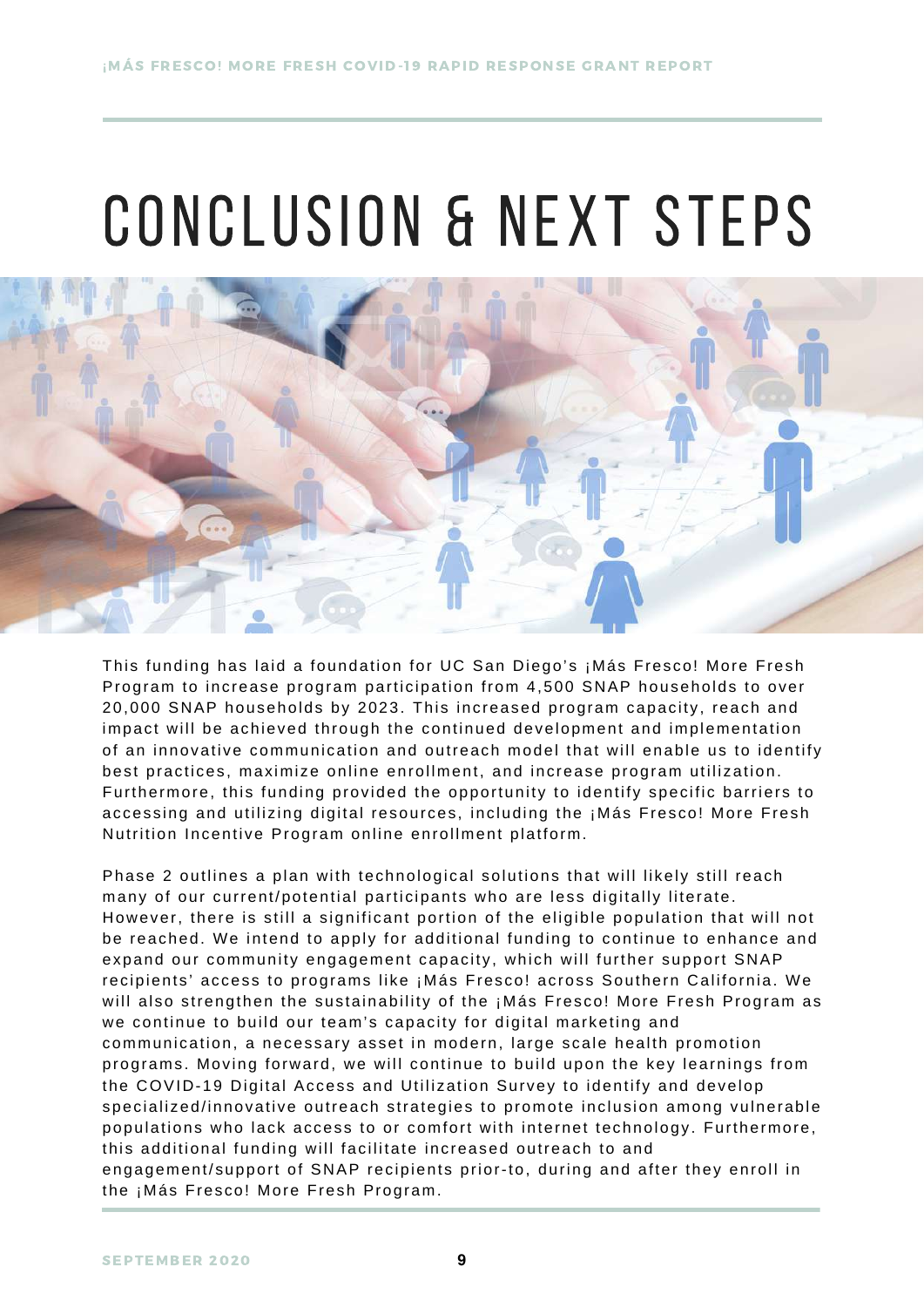# CONCLUSION & NEXT STEPS

This funding has laid a foundation for UC San Diego's ¡Más Fresco! More Fresh Program to increase program participation from 4,500 SNAP households to over 20,000 SNAP households by 2023. This increased program capacity, reach and impact will be achieved through the continued development and implementation of an innovative communication and outreach model that will enable us to identify best practices, maximize online enrollment, and increase program utilization. Furthermore, this funding provided the opportunity to identify specific barriers to accessing and utilizing digital resources, including the ¡Más Fresco! More Fresh Nutrition Incentive Program online enrollment platform.

Phase 2 outlines a plan with technological solutions that will likely still reach many of our current/potential participants who are less digitally literate. However, there is still a significant portion of the eligible population that will not be reached. We intend to apply for additional funding to continue to enhance and expand our community engagement capacity, which will further support SNAP recipients' access to programs like ¡Más Fresco! across Southern California. We will also strengthen the sustainability of the ¡Más Fresco! More Fresh Program as we continue to build our team's capacity for digital marketing and communication, a necessary asset in modern, large scale health promotion programs. Moving forward, we will continue to build upon the key learnings from the COVID-19 Digital Access and Utilization Survey to identify and develop specialized/innovative outreach strategies to promote inclusion among vulnerable populations who lack access to or comfort with internet technology. Furthermore, this additional funding will facilitate increased outreach to and engagement/support of SNAP recipients prior-to, during and after they enroll in the ¡Más Fresco! More Fresh Program.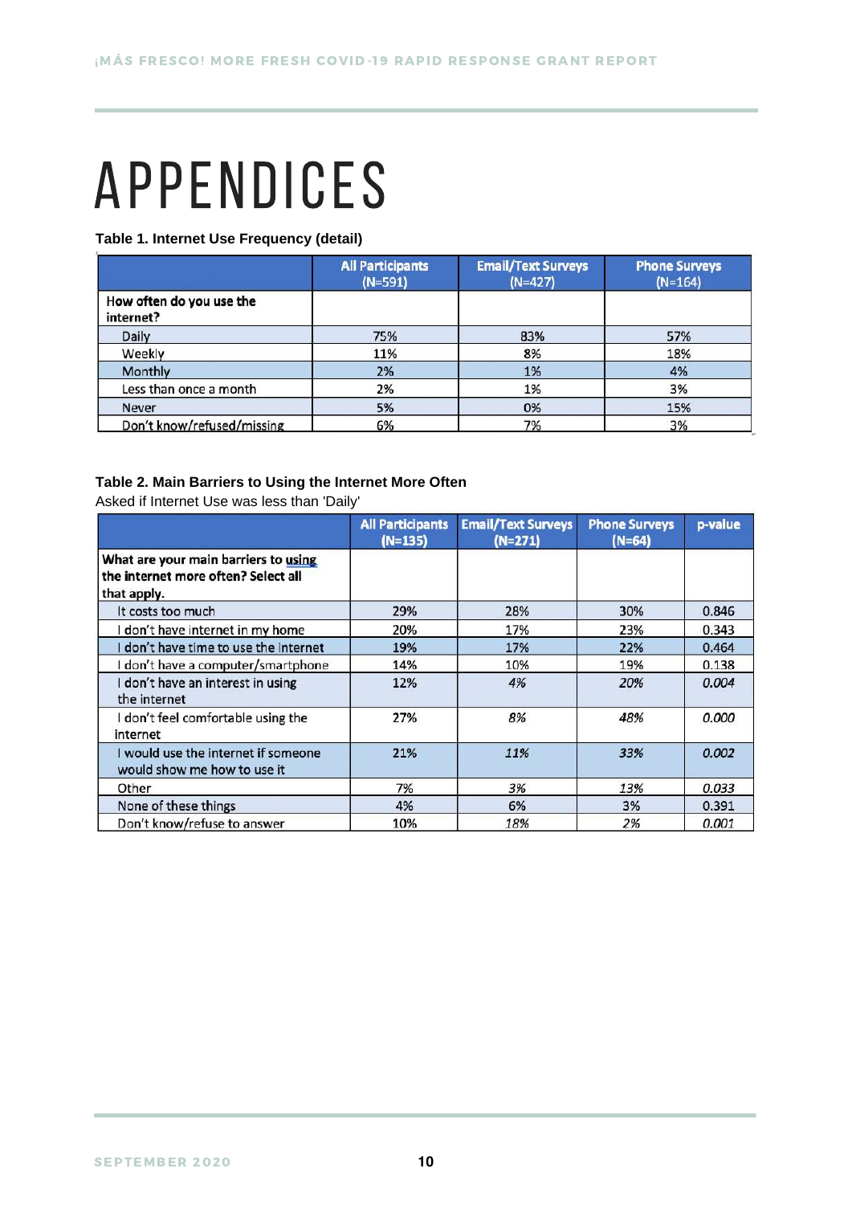# APPENDICES

**Table 1. Internet Use Frequency (detail)**

| | All Participants (N=591) | Email/Text Surveys (N=427) | Phone Surveys (N=164) |
|---|---|---|---|
| **How often do you use the internet?** | | | |
| Daily | 75% | 83% | 57% |
| Weekly | 11% | 8% | 18% |
| Monthly | 2% | 1% | 4% |
| Less than once a month | 2% | 1% | 3% |
| Never | 5% | 0% | 15% |
| Don't know/refused/missing | 6% | 7% | 3% |

**Table 2. Main Barriers to Using the Internet More Often**

Asked if Internet Use was less than 'Daily'

| | All Participants (N=135) | Email/Text Surveys (N=271) | Phone Surveys (N=64) | p-value |
|---|---|---|---|---|
| **What are your main barriers to using the internet more often? Select all that apply.** | | | | |
| It costs too much | 29% | 28% | 30% | 0.846 |
| I don't have internet in my home | 20% | 17% | 23% | 0.343 |
| I don't have time to use the internet | 19% | 17% | 22% | 0.464 |
| I don't have a computer/smartphone | 14% | 10% | 19% | 0.138 |
| I don't have an interest in using the internet | 12% | *4%* | *20%* | *0.004* |
| I don't feel comfortable using the internet | 27% | *8%* | *48%* | *0.000* |
| I would use the internet if someone would show me how to use it | 21% | *11%* | *33%* | *0.002* |
| Other | 7% | 3% | *13%* | *0.033* |
| None of these things | 4% | 6% | 3% | 0.391 |
| Don't know/refuse to answer | 10% | *18%* | *2%* | *0.001* |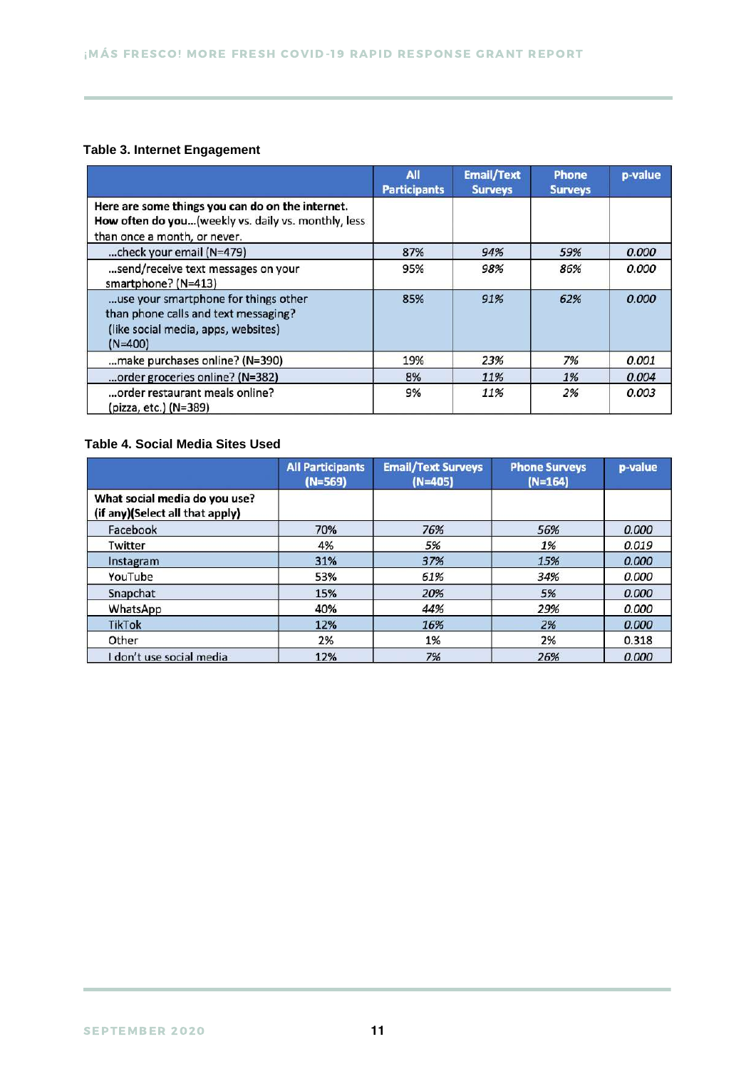**Table 3. Internet Engagement**

| | All Participants | Email/Text Surveys | Phone Surveys | p-value |
|---|---|---|---|---|
| **Here are some things you can do on the internet. How often do you**...(weekly vs. daily vs. monthly, less than once a month, or never. | | | | |
| ...check your email (N=479) | 87% | *94%* | *59%* | *0.000* |
| ...send/receive text messages on your smartphone? (N=413) | 95% | *98%* | *86%* | *0.000* |
| ...use your smartphone for things other than phone calls and text messaging? (like social media, apps, websites) (N=400) | 85% | *91%* | *62%* | *0.000* |
| ...make purchases online? (N=390) | 19% | *23%* | *7%* | *0.001* |
| ...order groceries online? (N=382) | 8% | *11%* | *1%* | *0.004* |
| ...order restaurant meals online? (pizza, etc.) (N=389) | 9% | *11%* | *2%* | *0.003* |

**Table 4. Social Media Sites Used**

| | All Participants (N=569) | Email/Text Surveys (N=405) | Phone Surveys (N=164) | p-value |
|---|---|---|---|---|
| **What social media do you use? (if any)(Select all that apply)** | | | | |
| Facebook | 70% | *76%* | *56%* | *0.000* |
| Twitter | 4% | *5%* | *1%* | *0.019* |
| Instagram | 31% | *37%* | *15%* | *0.000* |
| YouTube | 53% | *61%* | *34%* | *0.000* |
| Snapchat | 15% | *20%* | *5%* | *0.000* |
| WhatsApp | 40% | *44%* | *29%* | *0.000* |
| TikTok | 12% | *16%* | *2%* | *0.000* |
| Other | 2% | 1% | 2% | 0.318 |
| I don't use social media | 12% | *7%* | *26%* | *0.000* |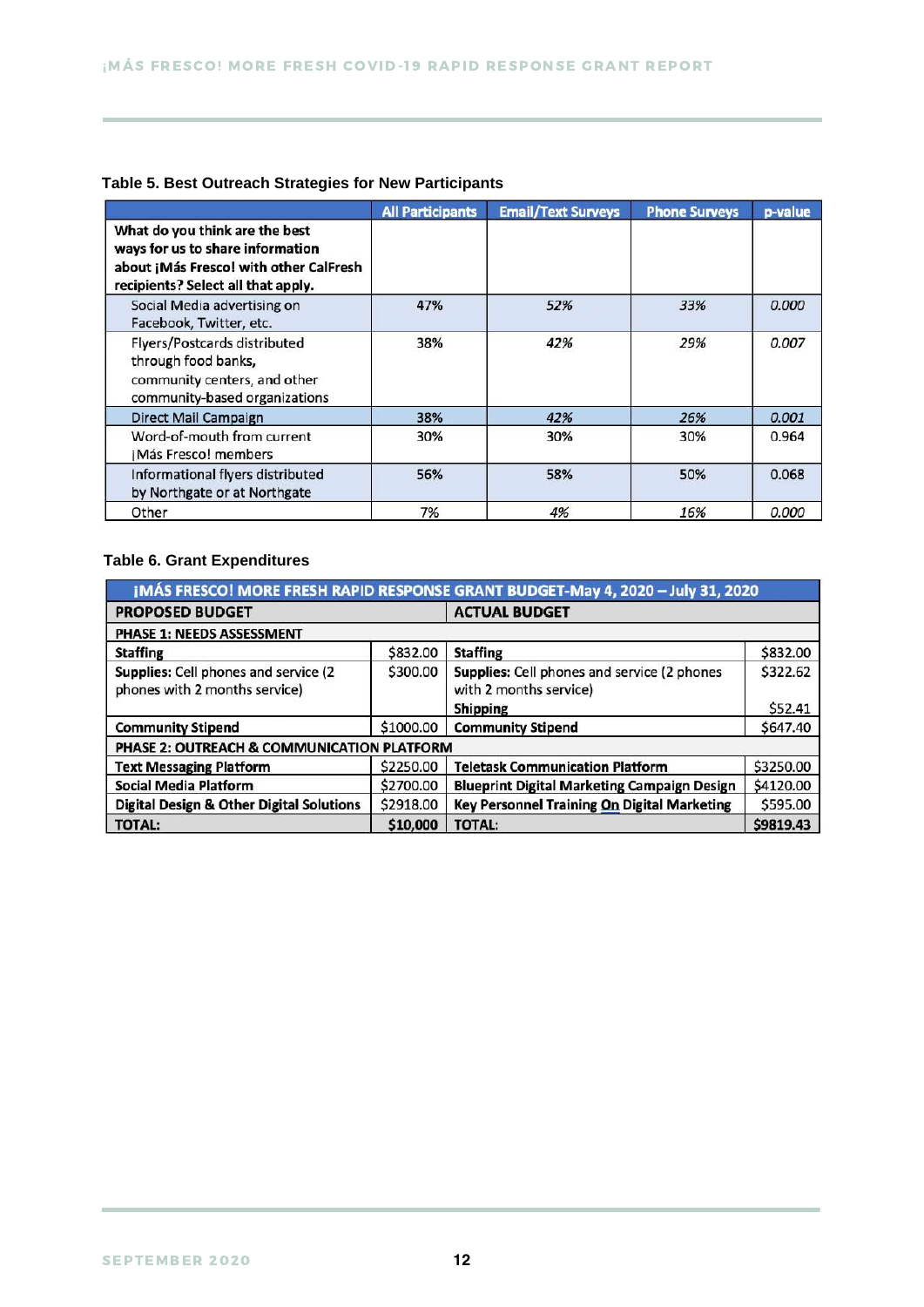**Table 5. Best Outreach Strategies for New Participants**

| | All Participants | Email/Text Surveys | Phone Surveys | p-value |
|---|---|---|---|---|
| **What do you think are the best ways for us to share information about ¡Más Fresco! with other CalFresh recipients? Select all that apply.** | | | | |
| Social Media advertising on Facebook, Twitter, etc. | 47% | 52% | 33% | 0.000 |
| Flyers/Postcards distributed through food banks, community centers, and other community-based organizations | 38% | 42% | 29% | 0.007 |
| Direct Mail Campaign | 38% | 42% | 26% | 0.001 |
| Word-of-mouth from current ¡Más Fresco! members | 30% | 30% | 30% | 0.964 |
| Informational flyers distributed by Northgate or at Northgate | 56% | 58% | 50% | 0.068 |
| Other | 7% | 4% | 16% | 0.000 |

**Table 6. Grant Expenditures**

| **¡MÁS FRESCO! MORE FRESH RAPID RESPONSE GRANT BUDGET-May 4, 2020 – July 31, 2020** | | | |
|---|---|---|---|
| **PROPOSED BUDGET** | | **ACTUAL BUDGET** | |
| **PHASE 1: NEEDS ASSESSMENT** | | | |
| **Staffing** | $832.00 | **Staffing** | $832.00 |
| **Supplies:** Cell phones and service (2 phones with 2 months service) | $300.00 | **Supplies:** Cell phones and service (2 phones with 2 months service)<br>**Shipping** | $322.62<br>$52.41 |
| **Community Stipend** | $1000.00 | **Community Stipend** | $647.40 |
| **PHASE 2: OUTREACH & COMMUNICATION PLATFORM** | | | |
| **Text Messaging Platform** | $2250.00 | **Teletask Communication Platform** | $3250.00 |
| **Social Media Platform** | $2700.00 | **Blueprint Digital Marketing Campaign Design** | $4120.00 |
| **Digital Design & Other Digital Solutions** | $2918.00 | **Key Personnel Training On Digital Marketing** | $595.00 |
| **TOTAL:** | **$10,000** | TOTAL: | **$9819.43** |